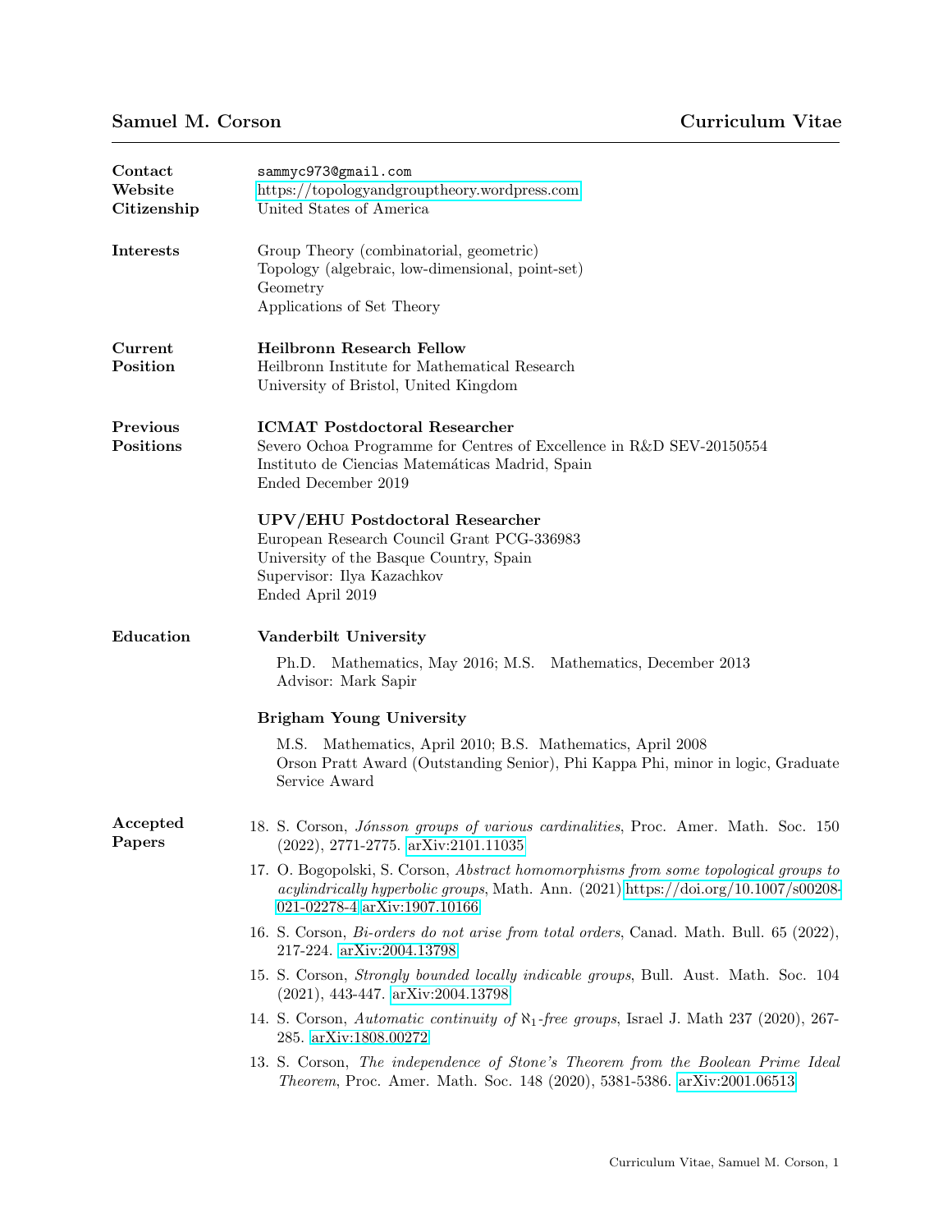# Samuel M. Corson — Curriculum Vitae

**Contact** sammyc973@gmail.com
**Website** https://topologyandgrouptheory.wordpress.com
**Citizenship** United States of America

## Interests

Group Theory (combinatorial, geometric)
Topology (algebraic, low-dimensional, point-set)
Geometry
Applications of Set Theory

## Current Position

**Heilbronn Research Fellow**
Heilbronn Institute for Mathematical Research
University of Bristol, United Kingdom

## Previous Positions

**ICMAT Postdoctoral Researcher**
Severo Ochoa Programme for Centres of Excellence in R&D SEV-20150554
Instituto de Ciencias Matemáticas Madrid, Spain
Ended December 2019

**UPV/EHU Postdoctoral Researcher**
European Research Council Grant PCG-336983
University of the Basque Country, Spain
Supervisor: Ilya Kazachkov
Ended April 2019

## Education

**Vanderbilt University**

Ph.D. Mathematics, May 2016; M.S. Mathematics, December 2013
Advisor: Mark Sapir

**Brigham Young University**

M.S. Mathematics, April 2010; B.S. Mathematics, April 2008
Orson Pratt Award (Outstanding Senior), Phi Kappa Phi, minor in logic, Graduate Service Award

## Accepted Papers

18. S. Corson, *Jónsson groups of various cardinalities*, Proc. Amer. Math. Soc. 150 (2022), 2771-2775. arXiv:2101.11035
17. O. Bogopolski, S. Corson, *Abstract homomorphisms from some topological groups to acylindrically hyperbolic groups*, Math. Ann. (2021) https://doi.org/10.1007/s00208-021-02278-4 arXiv:1907.10166
16. S. Corson, *Bi-orders do not arise from total orders*, Canad. Math. Bull. 65 (2022), 217-224. arXiv:2004.13798
15. S. Corson, *Strongly bounded locally indicable groups*, Bull. Aust. Math. Soc. 104 (2021), 443-447. arXiv:2004.13798
14. S. Corson, *Automatic continuity of $\aleph_1$-free groups*, Israel J. Math 237 (2020), 267-285. arXiv:1808.00272
13. S. Corson, *The independence of Stone's Theorem from the Boolean Prime Ideal Theorem*, Proc. Amer. Math. Soc. 148 (2020), 5381-5386. arXiv:2001.06513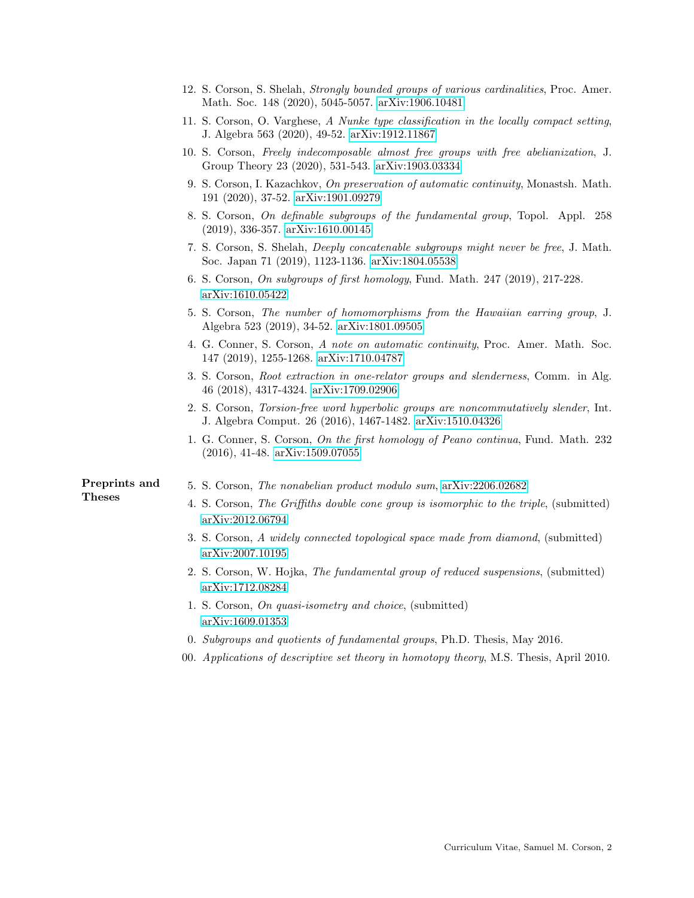12. S. Corson, S. Shelah, *Strongly bounded groups of various cardinalities*, Proc. Amer. Math. Soc. 148 (2020), 5045-5057. arXiv:1906.10481
11. S. Corson, O. Varghese, *A Nunke type classification in the locally compact setting*, J. Algebra 563 (2020), 49-52. arXiv:1912.11867
10. S. Corson, *Freely indecomposable almost free groups with free abelianization*, J. Group Theory 23 (2020), 531-543. arXiv:1903.03334
9. S. Corson, I. Kazachkov, *On preservation of automatic continuity*, Monastsh. Math. 191 (2020), 37-52. arXiv:1901.09279
8. S. Corson, *On definable subgroups of the fundamental group*, Topol. Appl. 258 (2019), 336-357. arXiv:1610.00145
7. S. Corson, S. Shelah, *Deeply concatenable subgroups might never be free*, J. Math. Soc. Japan 71 (2019), 1123-1136. arXiv:1804.05538
6. S. Corson, *On subgroups of first homology*, Fund. Math. 247 (2019), 217-228. arXiv:1610.05422
5. S. Corson, *The number of homomorphisms from the Hawaiian earring group*, J. Algebra 523 (2019), 34-52. arXiv:1801.09505
4. G. Conner, S. Corson, *A note on automatic continuity*, Proc. Amer. Math. Soc. 147 (2019), 1255-1268. arXiv:1710.04787
3. S. Corson, *Root extraction in one-relator groups and slenderness*, Comm. in Alg. 46 (2018), 4317-4324. arXiv:1709.02906
2. S. Corson, *Torsion-free word hyperbolic groups are noncommutatively slender*, Int. J. Algebra Comput. 26 (2016), 1467-1482. arXiv:1510.04326
1. G. Conner, S. Corson, *On the first homology of Peano continua*, Fund. Math. 232 (2016), 41-48. arXiv:1509.07055

**Preprints and Theses**

5. S. Corson, *The nonabelian product modulo sum*, arXiv:2206.02682
4. S. Corson, *The Griffiths double cone group is isomorphic to the triple*, (submitted) arXiv:2012.06794
3. S. Corson, *A widely connected topological space made from diamond*, (submitted) arXiv:2007.10195
2. S. Corson, W. Hojka, *The fundamental group of reduced suspensions*, (submitted) arXiv:1712.08284
1. S. Corson, *On quasi-isometry and choice*, (submitted) arXiv:1609.01353

0. *Subgroups and quotients of fundamental groups*, Ph.D. Thesis, May 2016.

00. *Applications of descriptive set theory in homotopy theory*, M.S. Thesis, April 2010.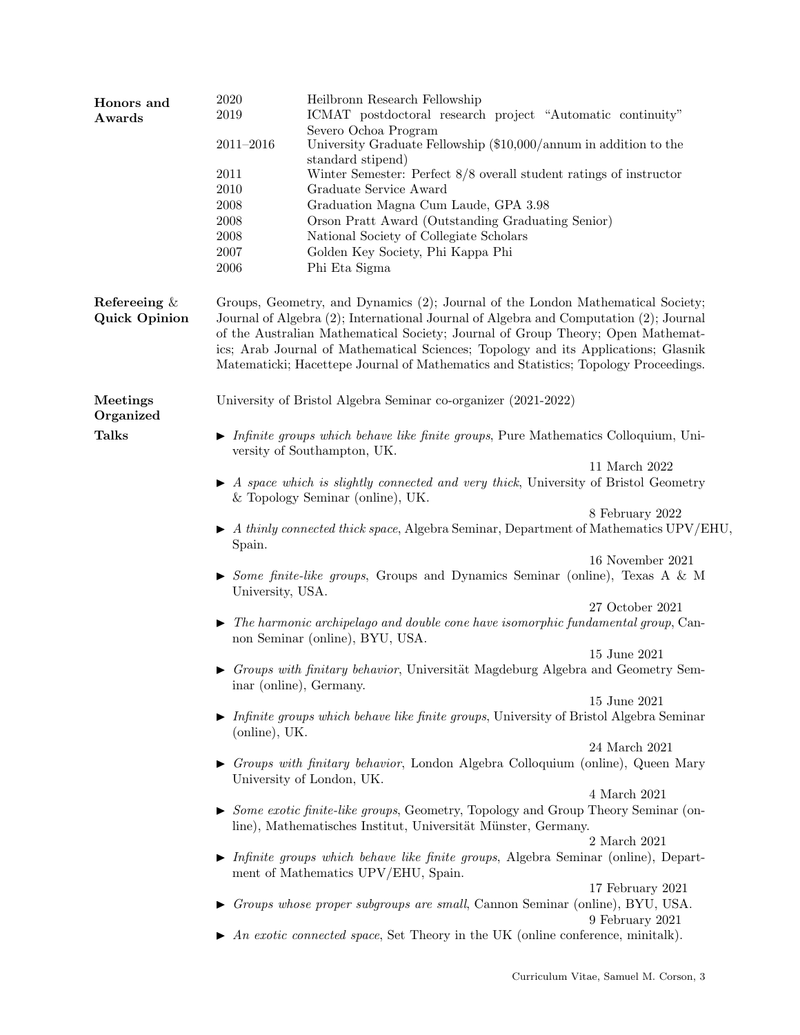## Honors and Awards

| | |
|---|---|
| 2020 | Heilbronn Research Fellowship |
| 2019 | ICMAT postdoctoral research project "Automatic continuity" Severo Ochoa Program |
| 2011–2016 | University Graduate Fellowship ($10,000/annum in addition to the standard stipend) |
| 2011 | Winter Semester: Perfect 8/8 overall student ratings of instructor |
| 2010 | Graduate Service Award |
| 2008 | Graduation Magna Cum Laude, GPA 3.98 |
| 2008 | Orson Pratt Award (Outstanding Graduating Senior) |
| 2008 | National Society of Collegiate Scholars |
| 2007 | Golden Key Society, Phi Kappa Phi |
| 2006 | Phi Eta Sigma |

## Refereeing & Quick Opinion

Groups, Geometry, and Dynamics (2); Journal of the London Mathematical Society; Journal of Algebra (2); International Journal of Algebra and Computation (2); Journal of the Australian Mathematical Society; Journal of Group Theory; Open Mathematics; Arab Journal of Mathematical Sciences; Topology and its Applications; Glasnik Matematicki; Hacettepe Journal of Mathematics and Statistics; Topology Proceedings.

## Meetings Organized

University of Bristol Algebra Seminar co-organizer (2021-2022)

## Talks

- *Infinite groups which behave like finite groups*, Pure Mathematics Colloquium, University of Southampton, UK.
  11 March 2022
- *A space which is slightly connected and very thick*, University of Bristol Geometry & Topology Seminar (online), UK.
  8 February 2022
- *A thinly connected thick space*, Algebra Seminar, Department of Mathematics UPV/EHU, Spain.
  16 November 2021
- *Some finite-like groups*, Groups and Dynamics Seminar (online), Texas A & M University, USA.
  27 October 2021
- *The harmonic archipelago and double cone have isomorphic fundamental group*, Cannon Seminar (online), BYU, USA.
  15 June 2021
- *Groups with finitary behavior*, Universität Magdeburg Algebra and Geometry Seminar (online), Germany.
  15 June 2021
- *Infinite groups which behave like finite groups*, University of Bristol Algebra Seminar (online), UK.
  24 March 2021
- *Groups with finitary behavior*, London Algebra Colloquium (online), Queen Mary University of London, UK.
  4 March 2021
- *Some exotic finite-like groups*, Geometry, Topology and Group Theory Seminar (online), Mathematisches Institut, Universität Münster, Germany.
  2 March 2021
- *Infinite groups which behave like finite groups*, Algebra Seminar (online), Department of Mathematics UPV/EHU, Spain.
  17 February 2021
- *Groups whose proper subgroups are small*, Cannon Seminar (online), BYU, USA.
  9 February 2021
- *An exotic connected space*, Set Theory in the UK (online conference, minitalk).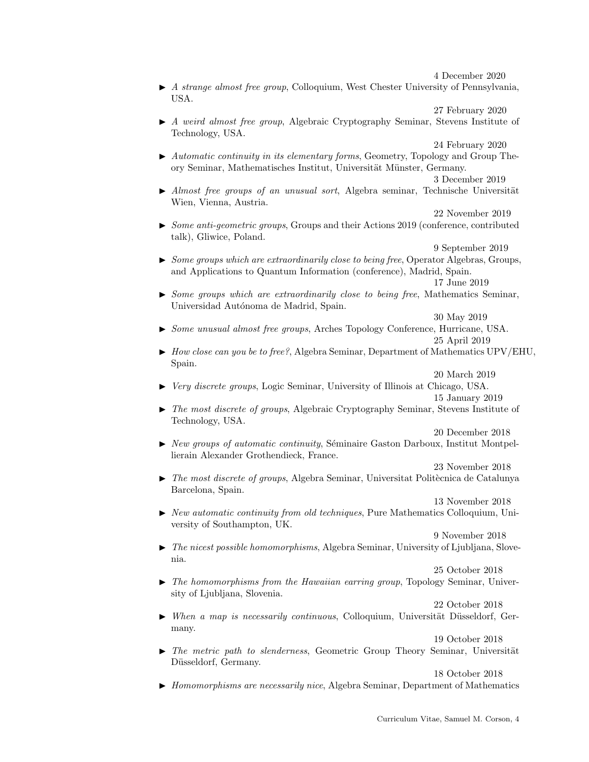4 December 2020

- *A strange almost free group*, Colloquium, West Chester University of Pennsylvania, USA.

27 February 2020

- *A weird almost free group*, Algebraic Cryptography Seminar, Stevens Institute of Technology, USA.

24 February 2020

- *Automatic continuity in its elementary forms*, Geometry, Topology and Group Theory Seminar, Mathematisches Institut, Universität Münster, Germany.

3 December 2019

- *Almost free groups of an unusual sort*, Algebra seminar, Technische Universität Wien, Vienna, Austria.

22 November 2019

- *Some anti-geometric groups*, Groups and their Actions 2019 (conference, contributed talk), Gliwice, Poland.

9 September 2019

- *Some groups which are extraordinarily close to being free*, Operator Algebras, Groups, and Applications to Quantum Information (conference), Madrid, Spain.

17 June 2019

- *Some groups which are extraordinarily close to being free*, Mathematics Seminar, Universidad Autónoma de Madrid, Spain.

30 May 2019

- *Some unusual almost free groups*, Arches Topology Conference, Hurricane, USA.

25 April 2019

- *How close can you be to free?*, Algebra Seminar, Department of Mathematics UPV/EHU, Spain.

20 March 2019

- *Very discrete groups*, Logic Seminar, University of Illinois at Chicago, USA.

15 January 2019

- *The most discrete of groups*, Algebraic Cryptography Seminar, Stevens Institute of Technology, USA.

20 December 2018

- *New groups of automatic continuity*, Séminaire Gaston Darboux, Institut Montpellierain Alexander Grothendieck, France.

23 November 2018

- *The most discrete of groups*, Algebra Seminar, Universitat Politècnica de Catalunya Barcelona, Spain.

13 November 2018

- *New automatic continuity from old techniques*, Pure Mathematics Colloquium, University of Southampton, UK.

9 November 2018

- *The nicest possible homomorphisms*, Algebra Seminar, University of Ljubljana, Slovenia.

25 October 2018

- *The homomorphisms from the Hawaiian earring group*, Topology Seminar, University of Ljubljana, Slovenia.

22 October 2018

- *When a map is necessarily continuous*, Colloquium, Universität Düsseldorf, Germany.

19 October 2018

- *The metric path to slenderness*, Geometric Group Theory Seminar, Universität Düsseldorf, Germany.

18 October 2018

- *Homomorphisms are necessarily nice*, Algebra Seminar, Department of Mathematics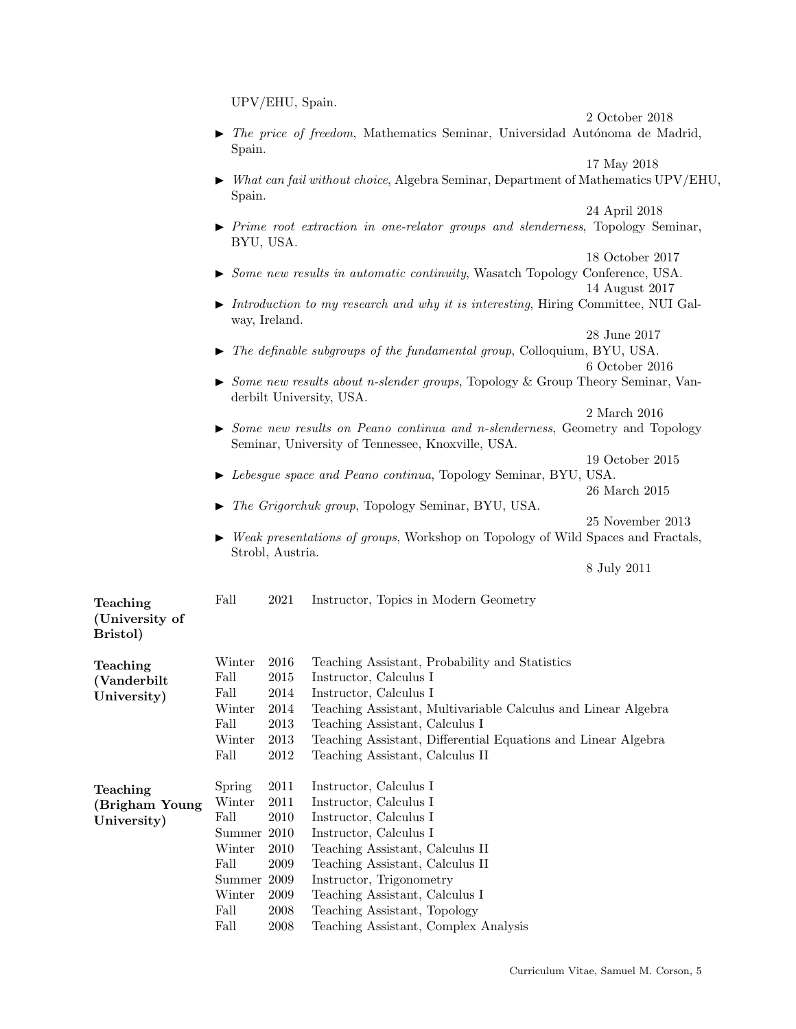UPV/EHU, Spain.

2 October 2018

- *The price of freedom*, Mathematics Seminar, Universidad Autónoma de Madrid, Spain.

  17 May 2018

- *What can fail without choice*, Algebra Seminar, Department of Mathematics UPV/EHU, Spain.

  24 April 2018

- *Prime root extraction in one-relator groups and slenderness*, Topology Seminar, BYU, USA.

  18 October 2017

- *Some new results in automatic continuity*, Wasatch Topology Conference, USA.

  14 August 2017

- *Introduction to my research and why it is interesting*, Hiring Committee, NUI Galway, Ireland.

  28 June 2017

- *The definable subgroups of the fundamental group*, Colloquium, BYU, USA.

  6 October 2016

- *Some new results about n-slender groups*, Topology & Group Theory Seminar, Vanderbilt University, USA.

  2 March 2016

- *Some new results on Peano continua and n-slenderness*, Geometry and Topology Seminar, University of Tennessee, Knoxville, USA.

  19 October 2015

- *Lebesgue space and Peano continua*, Topology Seminar, BYU, USA.

  26 March 2015

- *The Grigorchuk group*, Topology Seminar, BYU, USA.

  25 November 2013

- *Weak presentations of groups*, Workshop on Topology of Wild Spaces and Fractals, Strobl, Austria.

  8 July 2011

**Teaching (University of Bristol)**

| Term | Year | Role |
|---|---|---|
| Fall | 2021 | Instructor, Topics in Modern Geometry |

**Teaching (Vanderbilt University)**

| Term | Year | Role |
|---|---|---|
| Winter | 2016 | Teaching Assistant, Probability and Statistics |
| Fall | 2015 | Instructor, Calculus I |
| Fall | 2014 | Instructor, Calculus I |
| Winter | 2014 | Teaching Assistant, Multivariable Calculus and Linear Algebra |
| Fall | 2013 | Teaching Assistant, Calculus I |
| Winter | 2013 | Teaching Assistant, Differential Equations and Linear Algebra |
| Fall | 2012 | Teaching Assistant, Calculus II |

**Teaching (Brigham Young University)**

| Term | Year | Role |
|---|---|---|
| Spring | 2011 | Instructor, Calculus I |
| Winter | 2011 | Instructor, Calculus I |
| Fall | 2010 | Instructor, Calculus I |
| Summer | 2010 | Instructor, Calculus I |
| Winter | 2010 | Teaching Assistant, Calculus II |
| Fall | 2009 | Teaching Assistant, Calculus II |
| Summer | 2009 | Instructor, Trigonometry |
| Winter | 2009 | Teaching Assistant, Calculus I |
| Fall | 2008 | Teaching Assistant, Topology |
| Fall | 2008 | Teaching Assistant, Complex Analysis |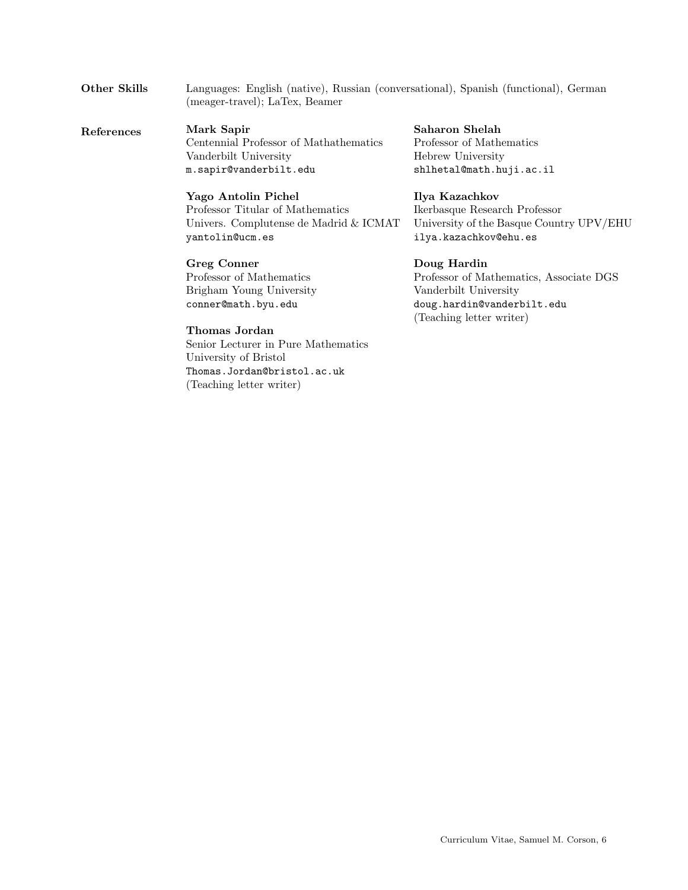**Other Skills**

Languages: English (native), Russian (conversational), Spanish (functional), German (meager-travel); LaTex, Beamer

**References**

**Mark Sapir**
Centennial Professor of Mathathematics
Vanderbilt University
`m.sapir@vanderbilt.edu`

**Saharon Shelah**
Professor of Mathematics
Hebrew University
`shlhetal@math.huji.ac.il`

**Yago Antolin Pichel**
Professor Titular of Mathematics
Univers. Complutense de Madrid & ICMAT
`yantolin@ucm.es`

**Ilya Kazachkov**
Ikerbasque Research Professor
University of the Basque Country UPV/EHU
`ilya.kazachkov@ehu.es`

**Greg Conner**
Professor of Mathematics
Brigham Young University
`conner@math.byu.edu`

**Doug Hardin**
Professor of Mathematics, Associate DGS
Vanderbilt University
`doug.hardin@vanderbilt.edu`
(Teaching letter writer)

**Thomas Jordan**
Senior Lecturer in Pure Mathematics
University of Bristol
`Thomas.Jordan@bristol.ac.uk`
(Teaching letter writer)